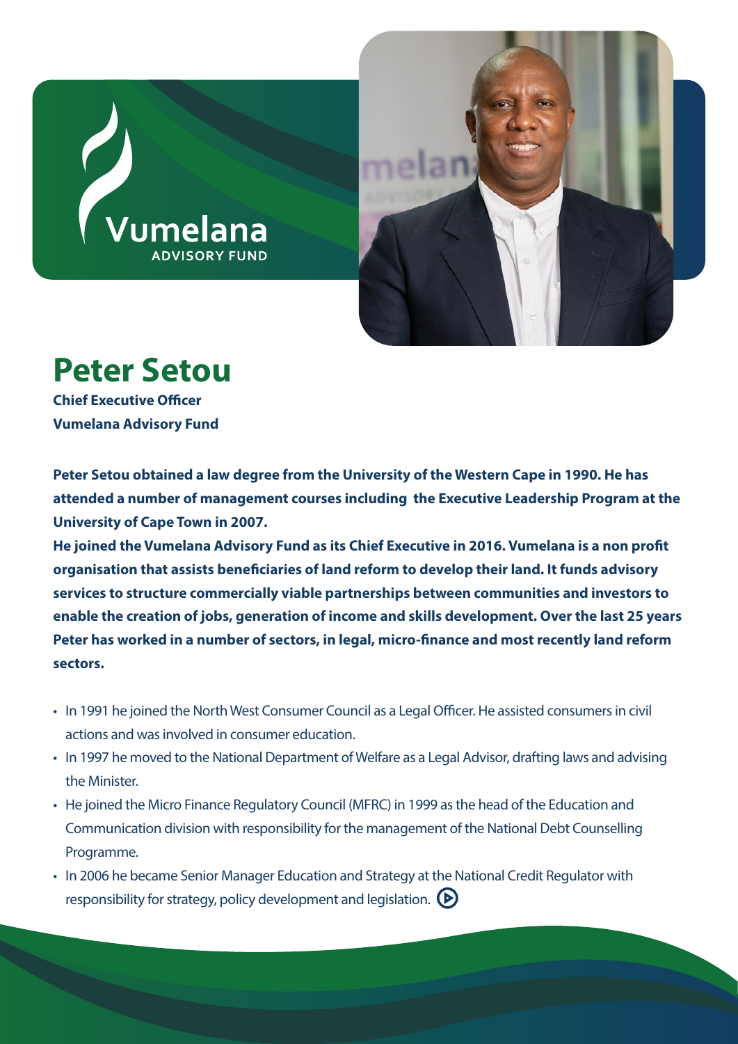# Peter Setou

**Chief Executive Officer**
**Vumelana Advisory Fund**

**Peter Setou obtained a law degree from the University of the Western Cape in 1990. He has attended a number of management courses including the Executive Leadership Program at the University of Cape Town in 2007.**
**He joined the Vumelana Advisory Fund as its Chief Executive in 2016. Vumelana is a non profit organisation that assists beneficiaries of land reform to develop their land. It funds advisory services to structure commercially viable partnerships between communities and investors to enable the creation of jobs, generation of income and skills development. Over the last 25 years Peter has worked in a number of sectors, in legal, micro-finance and most recently land reform sectors.**

- In 1991 he joined the North West Consumer Council as a Legal Officer. He assisted consumers in civil actions and was involved in consumer education.
- In 1997 he moved to the National Department of Welfare as a Legal Advisor, drafting laws and advising the Minister.
- He joined the Micro Finance Regulatory Council (MFRC) in 1999 as the head of the Education and Communication division with responsibility for the management of the National Debt Counselling Programme.
- In 2006 he became Senior Manager Education and Strategy at the National Credit Regulator with responsibility for strategy, policy development and legislation.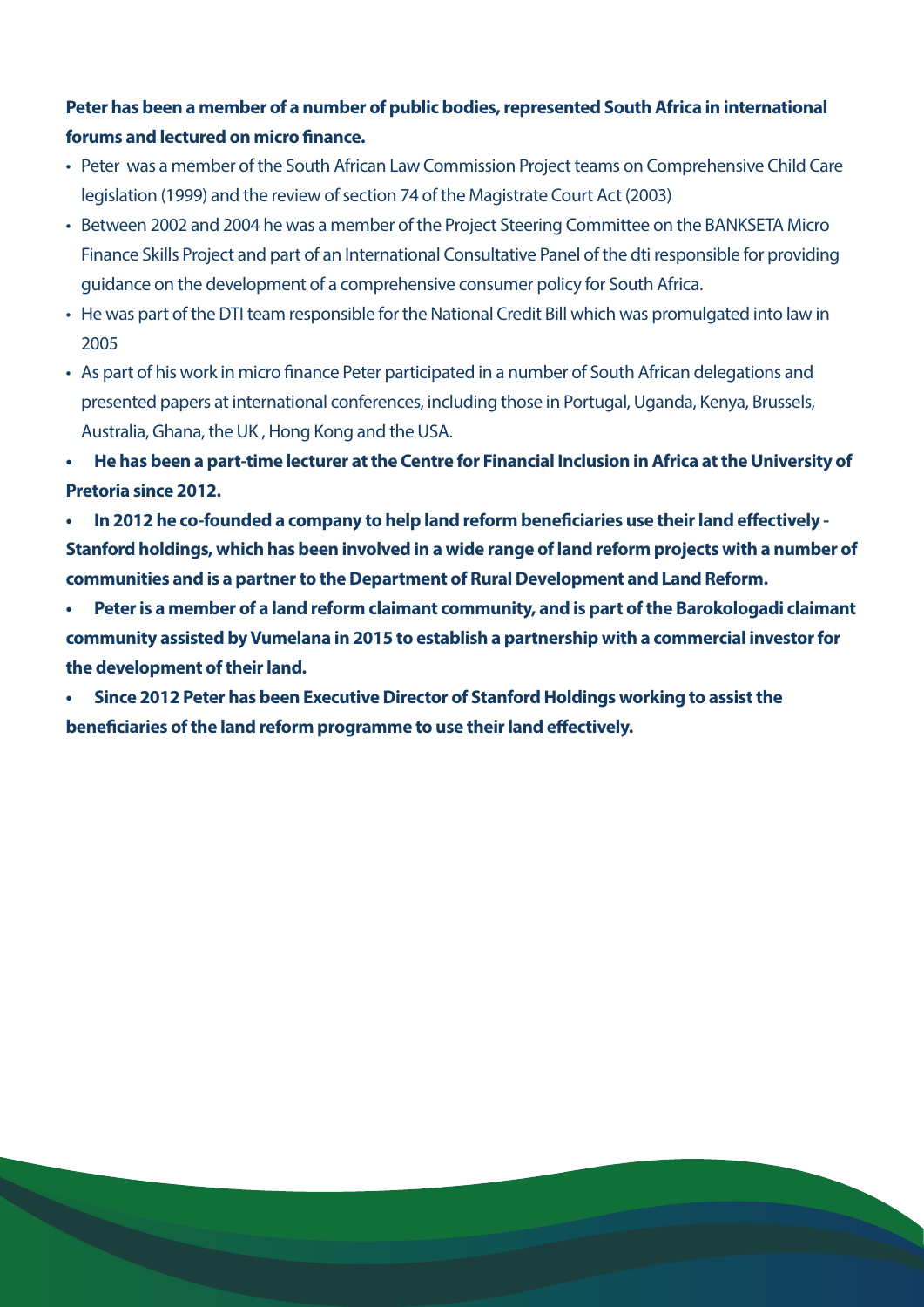**Peter has been a member of a number of public bodies, represented South Africa in international forums and lectured on micro finance.**

- Peter was a member of the South African Law Commission Project teams on Comprehensive Child Care legislation (1999) and the review of section 74 of the Magistrate Court Act (2003)
- Between 2002 and 2004 he was a member of the Project Steering Committee on the BANKSETA Micro Finance Skills Project and part of an International Consultative Panel of the dti responsible for providing guidance on the development of a comprehensive consumer policy for South Africa.
- He was part of the DTI team responsible for the National Credit Bill which was promulgated into law in 2005
- As part of his work in micro finance Peter participated in a number of South African delegations and presented papers at international conferences, including those in Portugal, Uganda, Kenya, Brussels, Australia, Ghana, the UK , Hong Kong and the USA.
- **He has been a part-time lecturer at the Centre for Financial Inclusion in Africa at the University of Pretoria since 2012.**
- **In 2012 he co-founded a company to help land reform beneficiaries use their land effectively - Stanford holdings, which has been involved in a wide range of land reform projects with a number of communities and is a partner to the Department of Rural Development and Land Reform.**
- **Peter is a member of a land reform claimant community, and is part of the Barokologadi claimant community assisted by Vumelana in 2015 to establish a partnership with a commercial investor for the development of their land.**
- **Since 2012 Peter has been Executive Director of Stanford Holdings working to assist the beneficiaries of the land reform programme to use their land effectively.**